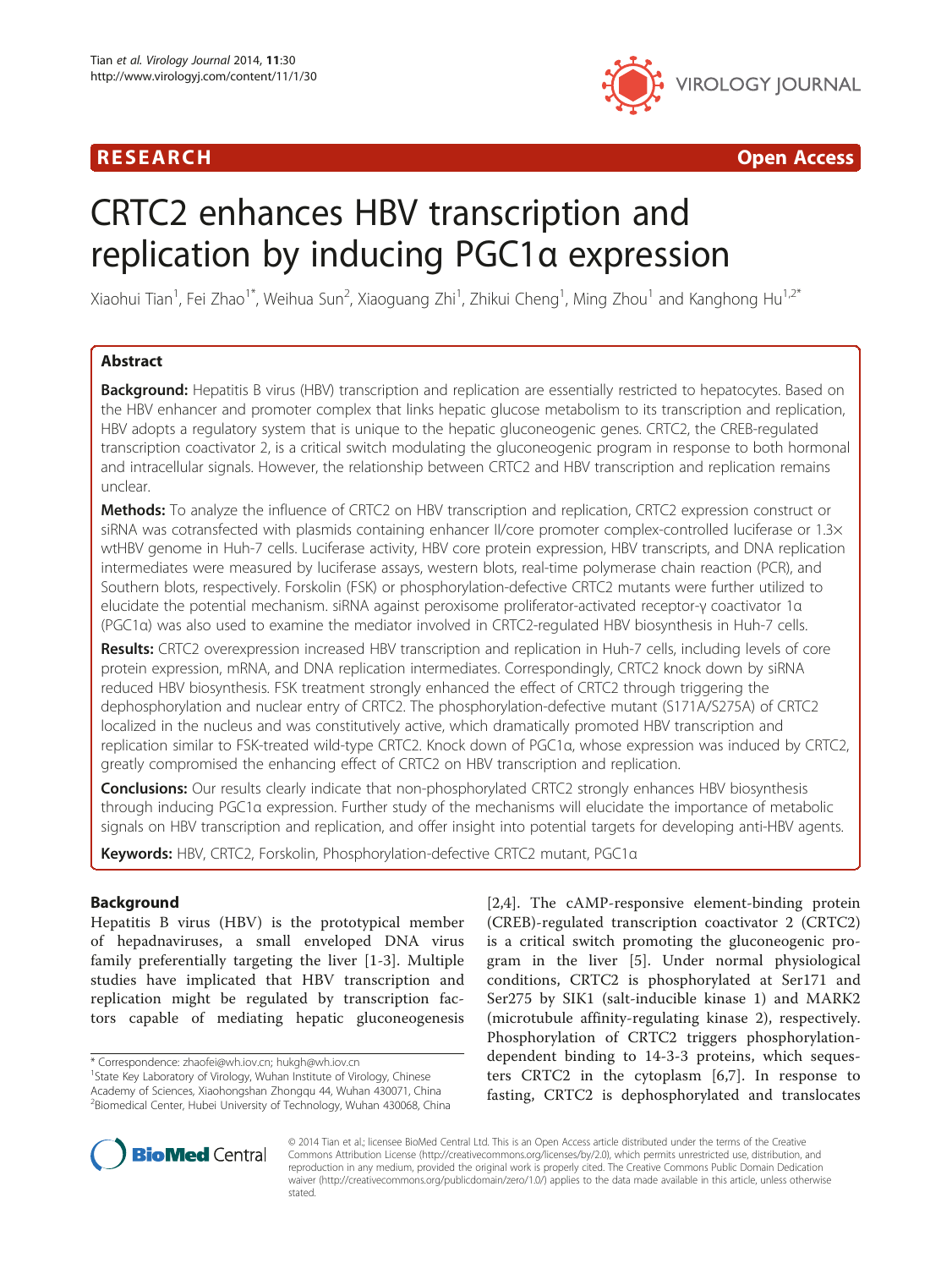RESEARCH Open Access

# CRTC2 enhances HBV transcription and replication by inducing PGC1α expression

Xiaohui Tian[1], Fei Zhao[1*], Weihua Sun[2], Xiaoguang Zhi[1], Zhikui Cheng[1], Ming Zhou[1] and Kanghong Hu[1,2*]

## Abstract

**Background:** Hepatitis B virus (HBV) transcription and replication are essentially restricted to hepatocytes. Based on the HBV enhancer and promoter complex that links hepatic glucose metabolism to its transcription and replication, HBV adopts a regulatory system that is unique to the hepatic gluconeogenic genes. CRTC2, the CREB-regulated transcription coactivator 2, is a critical switch modulating the gluconeogenic program in response to both hormonal and intracellular signals. However, the relationship between CRTC2 and HBV transcription and replication remains unclear.

**Methods:** To analyze the influence of CRTC2 on HBV transcription and replication, CRTC2 expression construct or siRNA was cotransfected with plasmids containing enhancer II/core promoter complex-controlled luciferase or 1.3× wtHBV genome in Huh-7 cells. Luciferase activity, HBV core protein expression, HBV transcripts, and DNA replication intermediates were measured by luciferase assays, western blots, real-time polymerase chain reaction (PCR), and Southern blots, respectively. Forskolin (FSK) or phosphorylation-defective CRTC2 mutants were further utilized to elucidate the potential mechanism. siRNA against peroxisome proliferator-activated receptor-γ coactivator 1α (PGC1α) was also used to examine the mediator involved in CRTC2-regulated HBV biosynthesis in Huh-7 cells.

**Results:** CRTC2 overexpression increased HBV transcription and replication in Huh-7 cells, including levels of core protein expression, mRNA, and DNA replication intermediates. Correspondingly, CRTC2 knock down by siRNA reduced HBV biosynthesis. FSK treatment strongly enhanced the effect of CRTC2 through triggering the dephosphorylation and nuclear entry of CRTC2. The phosphorylation-defective mutant (S171A/S275A) of CRTC2 localized in the nucleus and was constitutively active, which dramatically promoted HBV transcription and replication similar to FSK-treated wild-type CRTC2. Knock down of PGC1α, whose expression was induced by CRTC2, greatly compromised the enhancing effect of CRTC2 on HBV transcription and replication.

**Conclusions:** Our results clearly indicate that non-phosphorylated CRTC2 strongly enhances HBV biosynthesis through inducing PGC1α expression. Further study of the mechanisms will elucidate the importance of metabolic signals on HBV transcription and replication, and offer insight into potential targets for developing anti-HBV agents.

**Keywords:** HBV, CRTC2, Forskolin, Phosphorylation-defective CRTC2 mutant, PGC1α

## Background

Hepatitis B virus (HBV) is the prototypical member of hepadnaviruses, a small enveloped DNA virus family preferentially targeting the liver [1-3]. Multiple studies have implicated that HBV transcription and replication might be regulated by transcription factors capable of mediating hepatic gluconeogenesis [2,4]. The cAMP-responsive element-binding protein (CREB)-regulated transcription coactivator 2 (CRTC2) is a critical switch promoting the gluconeogenic program in the liver [5]. Under normal physiological conditions, CRTC2 is phosphorylated at Ser171 and Ser275 by SIK1 (salt-inducible kinase 1) and MARK2 (microtubule affinity-regulating kinase 2), respectively. Phosphorylation of CRTC2 triggers phosphorylation-dependent binding to 14-3-3 proteins, which sequesters CRTC2 in the cytoplasm [6,7]. In response to fasting, CRTC2 is dephosphorylated and translocates

\* Correspondence: zhaofei@wh.iov.cn; hukgh@wh.iov.cn
[1]State Key Laboratory of Virology, Wuhan Institute of Virology, Chinese Academy of Sciences, Xiaohongshan Zhongqu 44, Wuhan 430071, China
[2]Biomedical Center, Hubei University of Technology, Wuhan 430068, China

© 2014 Tian et al.; licensee BioMed Central Ltd. This is an Open Access article distributed under the terms of the Creative Commons Attribution License (http://creativecommons.org/licenses/by/2.0), which permits unrestricted use, distribution, and reproduction in any medium, provided the original work is properly cited. The Creative Commons Public Domain Dedication waiver (http://creativecommons.org/publicdomain/zero/1.0/) applies to the data made available in this article, unless otherwise stated.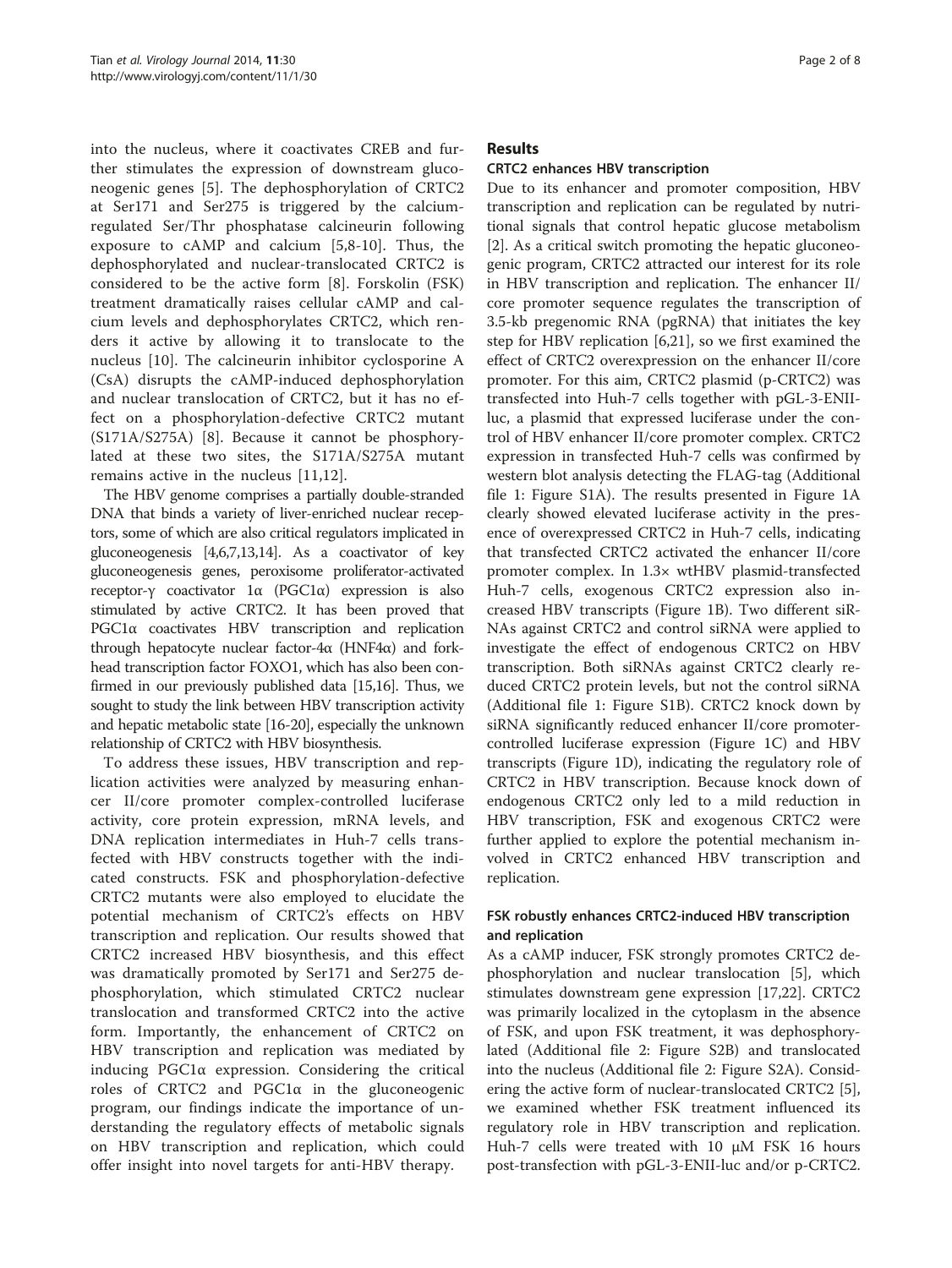into the nucleus, where it coactivates CREB and further stimulates the expression of downstream gluconeogenic genes [5]. The dephosphorylation of CRTC2 at Ser171 and Ser275 is triggered by the calcium-regulated Ser/Thr phosphatase calcineurin following exposure to cAMP and calcium [5,8-10]. Thus, the dephosphorylated and nuclear-translocated CRTC2 is considered to be the active form [8]. Forskolin (FSK) treatment dramatically raises cellular cAMP and calcium levels and dephosphorylates CRTC2, which renders it active by allowing it to translocate to the nucleus [10]. The calcineurin inhibitor cyclosporine A (CsA) disrupts the cAMP-induced dephosphorylation and nuclear translocation of CRTC2, but it has no effect on a phosphorylation-defective CRTC2 mutant (S171A/S275A) [8]. Because it cannot be phosphorylated at these two sites, the S171A/S275A mutant remains active in the nucleus [11,12].

The HBV genome comprises a partially double-stranded DNA that binds a variety of liver-enriched nuclear receptors, some of which are also critical regulators implicated in gluconeogenesis [4,6,7,13,14]. As a coactivator of key gluconeogenesis genes, peroxisome proliferator-activated receptor-γ coactivator 1α (PGC1α) expression is also stimulated by active CRTC2. It has been proved that PGC1α coactivates HBV transcription and replication through hepatocyte nuclear factor-4α (HNF4α) and forkhead transcription factor FOXO1, which has also been confirmed in our previously published data [15,16]. Thus, we sought to study the link between HBV transcription activity and hepatic metabolic state [16-20], especially the unknown relationship of CRTC2 with HBV biosynthesis.

To address these issues, HBV transcription and replication activities were analyzed by measuring enhancer II/core promoter complex-controlled luciferase activity, core protein expression, mRNA levels, and DNA replication intermediates in Huh-7 cells transfected with HBV constructs together with the indicated constructs. FSK and phosphorylation-defective CRTC2 mutants were also employed to elucidate the potential mechanism of CRTC2's effects on HBV transcription and replication. Our results showed that CRTC2 increased HBV biosynthesis, and this effect was dramatically promoted by Ser171 and Ser275 dephosphorylation, which stimulated CRTC2 nuclear translocation and transformed CRTC2 into the active form. Importantly, the enhancement of CRTC2 on HBV transcription and replication was mediated by inducing PGC1α expression. Considering the critical roles of CRTC2 and PGC1α in the gluconeogenic program, our findings indicate the importance of understanding the regulatory effects of metabolic signals on HBV transcription and replication, which could offer insight into novel targets for anti-HBV therapy.

## Results

### CRTC2 enhances HBV transcription

Due to its enhancer and promoter composition, HBV transcription and replication can be regulated by nutritional signals that control hepatic glucose metabolism [2]. As a critical switch promoting the hepatic gluconeogenic program, CRTC2 attracted our interest for its role in HBV transcription and replication. The enhancer II/core promoter sequence regulates the transcription of 3.5-kb pregenomic RNA (pgRNA) that initiates the key step for HBV replication [6,21], so we first examined the effect of CRTC2 overexpression on the enhancer II/core promoter. For this aim, CRTC2 plasmid (p-CRTC2) was transfected into Huh-7 cells together with pGL-3-ENII-luc, a plasmid that expressed luciferase under the control of HBV enhancer II/core promoter complex. CRTC2 expression in transfected Huh-7 cells was confirmed by western blot analysis detecting the FLAG-tag (Additional file 1: Figure S1A). The results presented in Figure 1A clearly showed elevated luciferase activity in the presence of overexpressed CRTC2 in Huh-7 cells, indicating that transfected CRTC2 activated the enhancer II/core promoter complex. In 1.3× wtHBV plasmid-transfected Huh-7 cells, exogenous CRTC2 expression also increased HBV transcripts (Figure 1B). Two different siRNAs against CRTC2 and control siRNA were applied to investigate the effect of endogenous CRTC2 on HBV transcription. Both siRNAs against CRTC2 clearly reduced CRTC2 protein levels, but not the control siRNA (Additional file 1: Figure S1B). CRTC2 knock down by siRNA significantly reduced enhancer II/core promoter-controlled luciferase expression (Figure 1C) and HBV transcripts (Figure 1D), indicating the regulatory role of CRTC2 in HBV transcription. Because knock down of endogenous CRTC2 only led to a mild reduction in HBV transcription, FSK and exogenous CRTC2 were further applied to explore the potential mechanism involved in CRTC2 enhanced HBV transcription and replication.

### FSK robustly enhances CRTC2-induced HBV transcription and replication

As a cAMP inducer, FSK strongly promotes CRTC2 dephosphorylation and nuclear translocation [5], which stimulates downstream gene expression [17,22]. CRTC2 was primarily localized in the cytoplasm in the absence of FSK, and upon FSK treatment, it was dephosphorylated (Additional file 2: Figure S2B) and translocated into the nucleus (Additional file 2: Figure S2A). Considering the active form of nuclear-translocated CRTC2 [5], we examined whether FSK treatment influenced its regulatory role in HBV transcription and replication. Huh-7 cells were treated with 10 μM FSK 16 hours post-transfection with pGL-3-ENII-luc and/or p-CRTC2.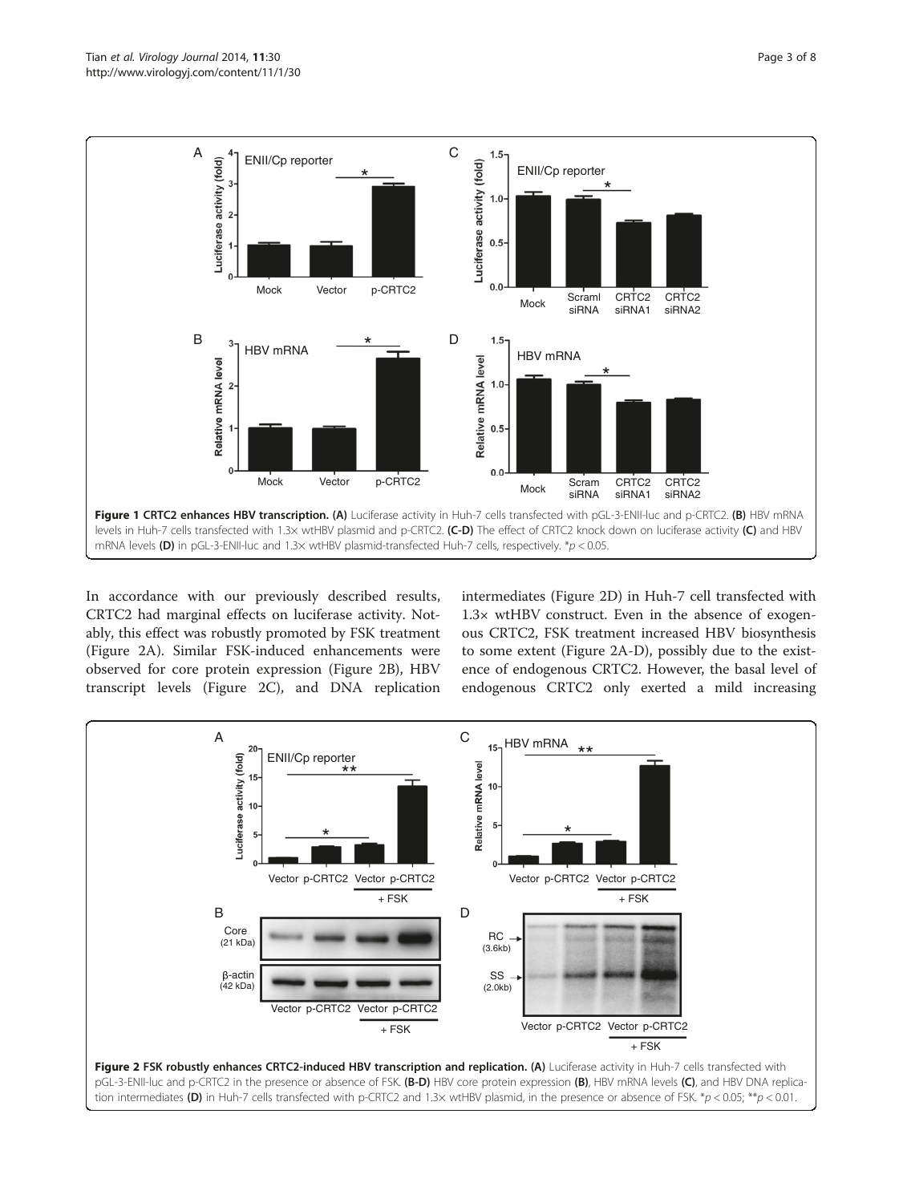**Figure 1 CRTC2 enhances HBV transcription. (A)** Luciferase activity in Huh-7 cells transfected with pGL-3-ENII-luc and p-CRTC2. **(B)** HBV mRNA levels in Huh-7 cells transfected with 1.3× wtHBV plasmid and p-CRTC2. **(C-D)** The effect of CRTC2 knock down on luciferase activity **(C)** and HBV mRNA levels **(D)** in pGL-3-ENII-luc and 1.3× wtHBV plasmid-transfected Huh-7 cells, respectively. $*p < 0.05$.

In accordance with our previously described results, CRTC2 had marginal effects on luciferase activity. Notably, this effect was robustly promoted by FSK treatment (Figure 2A). Similar FSK-induced enhancements were observed for core protein expression (Figure 2B), HBV transcript levels (Figure 2C), and DNA replication intermediates (Figure 2D) in Huh-7 cell transfected with 1.3× wtHBV construct. Even in the absence of exogenous CRTC2, FSK treatment increased HBV biosynthesis to some extent (Figure 2A-D), possibly due to the existence of endogenous CRTC2. However, the basal level of endogenous CRTC2 only exerted a mild increasing

**Figure 2 FSK robustly enhances CRTC2-induced HBV transcription and replication. (A)** Luciferase activity in Huh-7 cells transfected with pGL-3-ENII-luc and p-CRTC2 in the presence or absence of FSK. **(B-D)** HBV core protein expression **(B)**, HBV mRNA levels **(C)**, and HBV DNA replication intermediates **(D)** in Huh-7 cells transfected with p-CRTC2 and 1.3× wtHBV plasmid, in the presence or absence of FSK. $*p < 0.05$; $**p < 0.01$.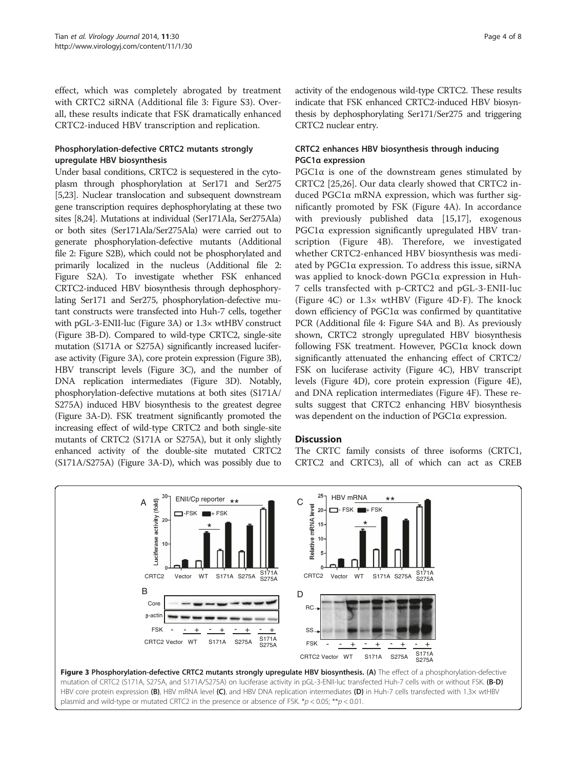effect, which was completely abrogated by treatment with CRTC2 siRNA (Additional file 3: Figure S3). Overall, these results indicate that FSK dramatically enhanced CRTC2-induced HBV transcription and replication.

### Phosphorylation-defective CRTC2 mutants strongly upregulate HBV biosynthesis

Under basal conditions, CRTC2 is sequestered in the cytoplasm through phosphorylation at Ser171 and Ser275 [5,23]. Nuclear translocation and subsequent downstream gene transcription requires dephosphorylating at these two sites [8,24]. Mutations at individual (Ser171Ala, Ser275Ala) or both sites (Ser171Ala/Ser275Ala) were carried out to generate phosphorylation-defective mutants (Additional file 2: Figure S2B), which could not be phosphorylated and primarily localized in the nucleus (Additional file 2: Figure S2A). To investigate whether FSK enhanced CRTC2-induced HBV biosynthesis through dephosphorylating Ser171 and Ser275, phosphorylation-defective mutant constructs were transfected into Huh-7 cells, together with pGL-3-ENII-luc (Figure 3A) or 1.3× wtHBV construct (Figure 3B-D). Compared to wild-type CRTC2, single-site mutation (S171A or S275A) significantly increased luciferase activity (Figure 3A), core protein expression (Figure 3B), HBV transcript levels (Figure 3C), and the number of DNA replication intermediates (Figure 3D). Notably, phosphorylation-defective mutations at both sites (S171A/S275A) induced HBV biosynthesis to the greatest degree (Figure 3A-D). FSK treatment significantly promoted the increasing effect of wild-type CRTC2 and both single-site mutants of CRTC2 (S171A or S275A), but it only slightly enhanced activity of the double-site mutated CRTC2 (S171A/S275A) (Figure 3A-D), which was possibly due to activity of the endogenous wild-type CRTC2. These results indicate that FSK enhanced CRTC2-induced HBV biosynthesis by dephosphorylating Ser171/Ser275 and triggering CRTC2 nuclear entry.

### CRTC2 enhances HBV biosynthesis through inducing PGC1α expression

PGC1α is one of the downstream genes stimulated by CRTC2 [25,26]. Our data clearly showed that CRTC2 induced PGC1α mRNA expression, which was further significantly promoted by FSK (Figure 4A). In accordance with previously published data [15,17], exogenous PGC1α expression significantly upregulated HBV transcription (Figure 4B). Therefore, we investigated whether CRTC2-enhanced HBV biosynthesis was mediated by PGC1α expression. To address this issue, siRNA was applied to knock-down PGC1α expression in Huh-7 cells transfected with p-CRTC2 and pGL-3-ENII-luc (Figure 4C) or 1.3× wtHBV (Figure 4D-F). The knock down efficiency of PGC1α was confirmed by quantitative PCR (Additional file 4: Figure S4A and B). As previously shown, CRTC2 strongly upregulated HBV biosynthesis following FSK treatment. However, PGC1α knock down significantly attenuated the enhancing effect of CRTC2/FSK on luciferase activity (Figure 4C), HBV transcript levels (Figure 4D), core protein expression (Figure 4E), and DNA replication intermediates (Figure 4F). These results suggest that CRTC2 enhancing HBV biosynthesis was dependent on the induction of PGC1α expression.

## Discussion

The CRTC family consists of three isoforms (CRTC1, CRTC2 and CRTC3), all of which can act as CREB

**Figure 3 Phosphorylation-defective CRTC2 mutants strongly upregulate HBV biosynthesis. (A)** The effect of a phosphorylation-defective mutation of CRTC2 (S171A, S275A, and S171A/S275A) on luciferase activity in pGL-3-ENII-luc transfected Huh-7 cells with or without FSK. **(B-D)** HBV core protein expression **(B)**, HBV mRNA level **(C)**, and HBV DNA replication intermediates **(D)** in Huh-7 cells transfected with 1.3× wtHBV plasmid and wild-type or mutated CRTC2 in the presence or absence of FSK. \*$p < 0.05$; \*\*$p < 0.01$.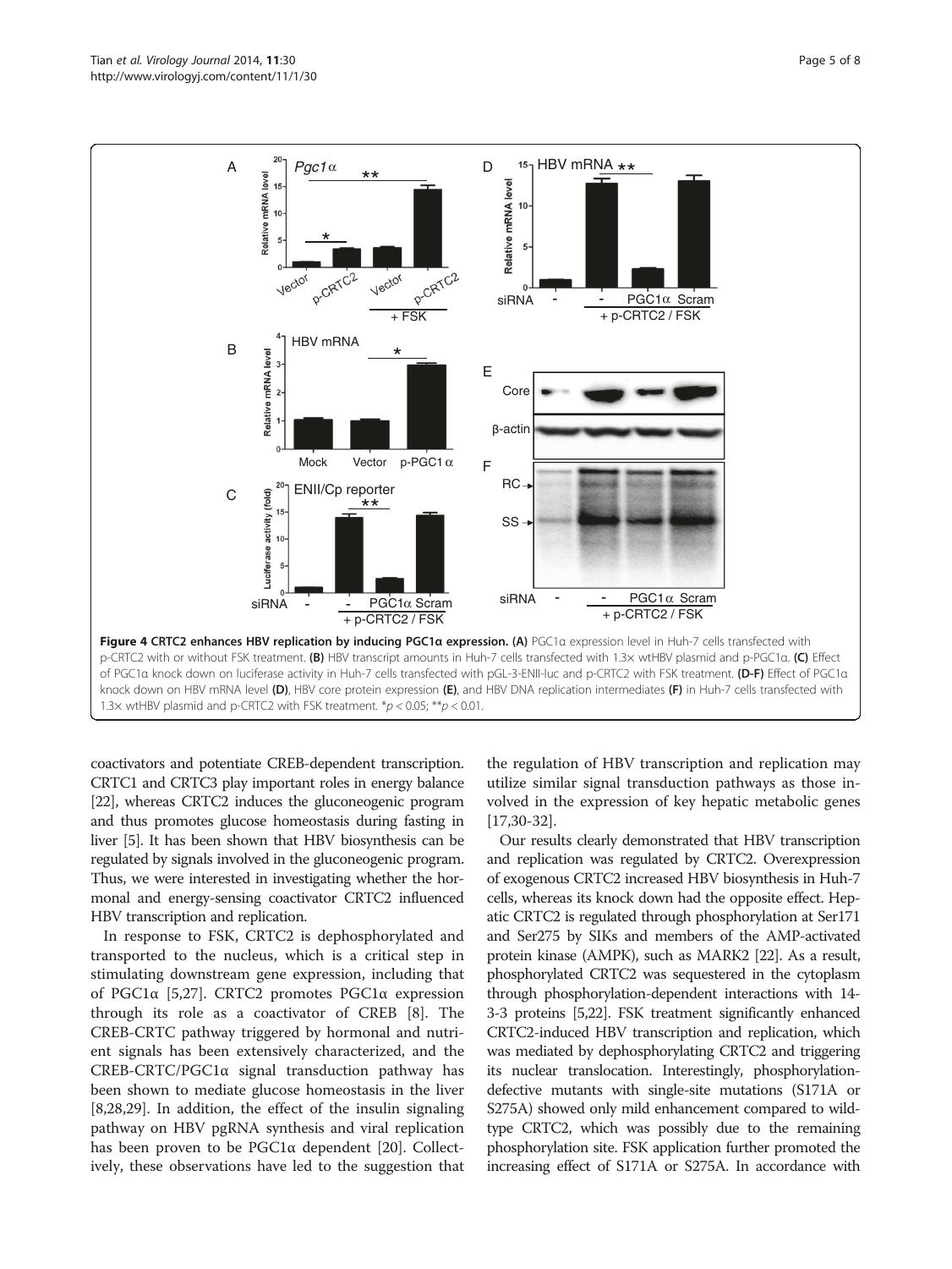**Figure 4 CRTC2 enhances HBV replication by inducing PGC1α expression.** **(A)** PGC1α expression level in Huh-7 cells transfected with p-CRTC2 with or without FSK treatment. **(B)** HBV transcript amounts in Huh-7 cells transfected with 1.3× wtHBV plasmid and p-PGC1α. **(C)** Effect of PGC1α knock down on luciferase activity in Huh-7 cells transfected with pGL-3-ENII-luc and p-CRTC2 with FSK treatment. **(D-F)** Effect of PGC1α knock down on HBV mRNA level **(D)**, HBV core protein expression **(E)**, and HBV DNA replication intermediates **(F)** in Huh-7 cells transfected with 1.3× wtHBV plasmid and p-CRTC2 with FSK treatment. $^{*}p < 0.05$; $^{**}p < 0.01$.

coactivators and potentiate CREB-dependent transcription. CRTC1 and CRTC3 play important roles in energy balance [22], whereas CRTC2 induces the gluconeogenic program and thus promotes glucose homeostasis during fasting in liver [5]. It has been shown that HBV biosynthesis can be regulated by signals involved in the gluconeogenic program. Thus, we were interested in investigating whether the hormonal and energy-sensing coactivator CRTC2 influenced HBV transcription and replication.

In response to FSK, CRTC2 is dephosphorylated and transported to the nucleus, which is a critical step in stimulating downstream gene expression, including that of PGC1α [5,27]. CRTC2 promotes PGC1α expression through its role as a coactivator of CREB [8]. The CREB-CRTC pathway triggered by hormonal and nutrient signals has been extensively characterized, and the CREB-CRTC/PGC1α signal transduction pathway has been shown to mediate glucose homeostasis in the liver [8,28,29]. In addition, the effect of the insulin signaling pathway on HBV pgRNA synthesis and viral replication has been proven to be PGC1α dependent [20]. Collectively, these observations have led to the suggestion that the regulation of HBV transcription and replication may utilize similar signal transduction pathways as those involved in the expression of key hepatic metabolic genes [17,30-32].

Our results clearly demonstrated that HBV transcription and replication was regulated by CRTC2. Overexpression of exogenous CRTC2 increased HBV biosynthesis in Huh-7 cells, whereas its knock down had the opposite effect. Hepatic CRTC2 is regulated through phosphorylation at Ser171 and Ser275 by SIKs and members of the AMP-activated protein kinase (AMPK), such as MARK2 [22]. As a result, phosphorylated CRTC2 was sequestered in the cytoplasm through phosphorylation-dependent interactions with 14-3-3 proteins [5,22]. FSK treatment significantly enhanced CRTC2-induced HBV transcription and replication, which was mediated by dephosphorylating CRTC2 and triggering its nuclear translocation. Interestingly, phosphorylation-defective mutants with single-site mutations (S171A or S275A) showed only mild enhancement compared to wild-type CRTC2, which was possibly due to the remaining phosphorylation site. FSK application further promoted the increasing effect of S171A or S275A. In accordance with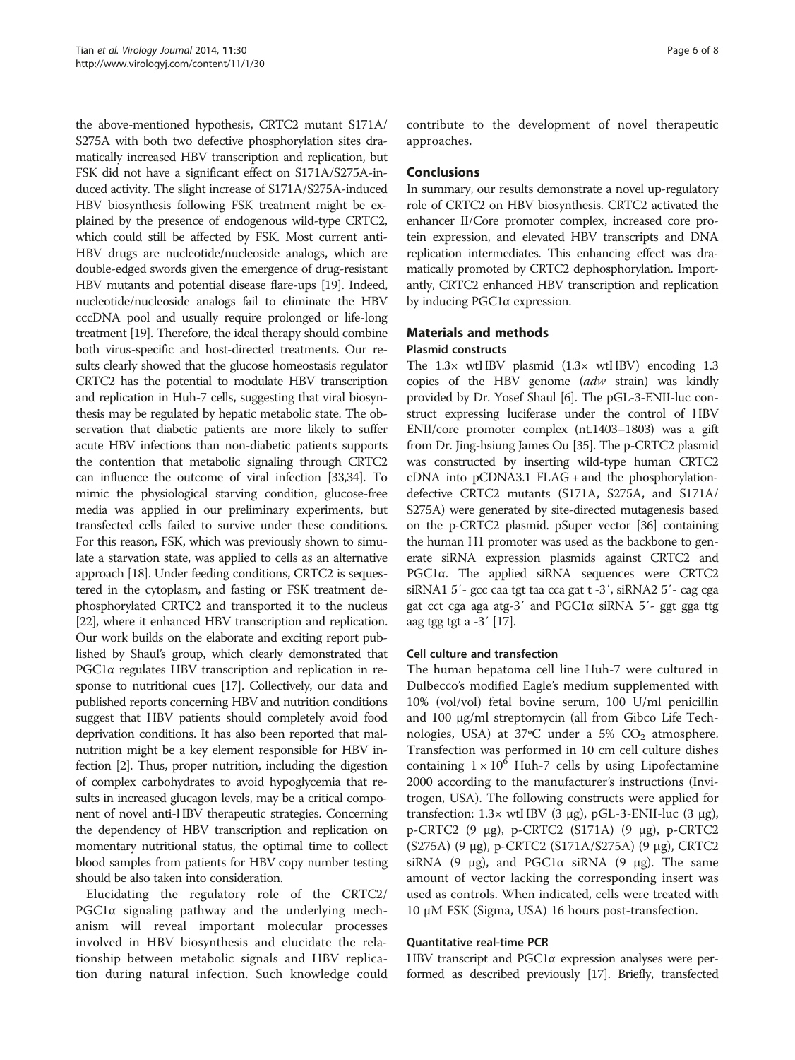the above-mentioned hypothesis, CRTC2 mutant S171A/S275A with both two defective phosphorylation sites dramatically increased HBV transcription and replication, but FSK did not have a significant effect on S171A/S275A-induced activity. The slight increase of S171A/S275A-induced HBV biosynthesis following FSK treatment might be explained by the presence of endogenous wild-type CRTC2, which could still be affected by FSK. Most current anti-HBV drugs are nucleotide/nucleoside analogs, which are double-edged swords given the emergence of drug-resistant HBV mutants and potential disease flare-ups [19]. Indeed, nucleotide/nucleoside analogs fail to eliminate the HBV cccDNA pool and usually require prolonged or life-long treatment [19]. Therefore, the ideal therapy should combine both virus-specific and host-directed treatments. Our results clearly showed that the glucose homeostasis regulator CRTC2 has the potential to modulate HBV transcription and replication in Huh-7 cells, suggesting that viral biosynthesis may be regulated by hepatic metabolic state. The observation that diabetic patients are more likely to suffer acute HBV infections than non-diabetic patients supports the contention that metabolic signaling through CRTC2 can influence the outcome of viral infection [33,34]. To mimic the physiological starving condition, glucose-free media was applied in our preliminary experiments, but transfected cells failed to survive under these conditions. For this reason, FSK, which was previously shown to simulate a starvation state, was applied to cells as an alternative approach [18]. Under feeding conditions, CRTC2 is sequestered in the cytoplasm, and fasting or FSK treatment dephosphorylated CRTC2 and transported it to the nucleus [22], where it enhanced HBV transcription and replication. Our work builds on the elaborate and exciting report published by Shaul's group, which clearly demonstrated that PGC1α regulates HBV transcription and replication in response to nutritional cues [17]. Collectively, our data and published reports concerning HBV and nutrition conditions suggest that HBV patients should completely avoid food deprivation conditions. It has also been reported that malnutrition might be a key element responsible for HBV infection [2]. Thus, proper nutrition, including the digestion of complex carbohydrates to avoid hypoglycemia that results in increased glucagon levels, may be a critical component of novel anti-HBV therapeutic strategies. Concerning the dependency of HBV transcription and replication on momentary nutritional status, the optimal time to collect blood samples from patients for HBV copy number testing should be also taken into consideration.

Elucidating the regulatory role of the CRTC2/PGC1α signaling pathway and the underlying mechanism will reveal important molecular processes involved in HBV biosynthesis and elucidate the relationship between metabolic signals and HBV replication during natural infection. Such knowledge could contribute to the development of novel therapeutic approaches.

## Conclusions

In summary, our results demonstrate a novel up-regulatory role of CRTC2 on HBV biosynthesis. CRTC2 activated the enhancer II/Core promoter complex, increased core protein expression, and elevated HBV transcripts and DNA replication intermediates. This enhancing effect was dramatically promoted by CRTC2 dephosphorylation. Importantly, CRTC2 enhanced HBV transcription and replication by inducing PGC1α expression.

## Materials and methods

### Plasmid constructs

The 1.3× wtHBV plasmid (1.3× wtHBV) encoding 1.3 copies of the HBV genome (*adw* strain) was kindly provided by Dr. Yosef Shaul [6]. The pGL-3-ENII-luc construct expressing luciferase under the control of HBV ENII/core promoter complex (nt.1403–1803) was a gift from Dr. Jing-hsiung James Ou [35]. The p-CRTC2 plasmid was constructed by inserting wild-type human CRTC2 cDNA into pCDNA3.1 FLAG + and the phosphorylation-defective CRTC2 mutants (S171A, S275A, and S171A/S275A) were generated by site-directed mutagenesis based on the p-CRTC2 plasmid. pSuper vector [36] containing the human H1 promoter was used as the backbone to generate siRNA expression plasmids against CRTC2 and PGC1α. The applied siRNA sequences were CRTC2 siRNA1 5′- gcc caa tgt taa cca gat t -3′, siRNA2 5′- cag cga gat cct cga aga atg-3′ and PGC1α siRNA 5′- ggt gga ttg aag tgg tgt a -3′ [17].

### Cell culture and transfection

The human hepatoma cell line Huh-7 were cultured in Dulbecco's modified Eagle's medium supplemented with 10% (vol/vol) fetal bovine serum, 100 U/ml penicillin and 100 μg/ml streptomycin (all from Gibco Life Technologies, USA) at 37°C under a 5% $CO_2$ atmosphere. Transfection was performed in 10 cm cell culture dishes containing $1 \times 10^6$ Huh-7 cells by using Lipofectamine 2000 according to the manufacturer's instructions (Invitrogen, USA). The following constructs were applied for transfection: 1.3× wtHBV (3 μg), pGL-3-ENII-luc (3 μg), p-CRTC2 (9 μg), p-CRTC2 (S171A) (9 μg), p-CRTC2 (S275A) (9 μg), p-CRTC2 (S171A/S275A) (9 μg), CRTC2 siRNA (9 μg), and PGC1α siRNA (9 μg). The same amount of vector lacking the corresponding insert was used as controls. When indicated, cells were treated with 10 μM FSK (Sigma, USA) 16 hours post-transfection.

### Quantitative real-time PCR

HBV transcript and PGC1α expression analyses were performed as described previously [17]. Briefly, transfected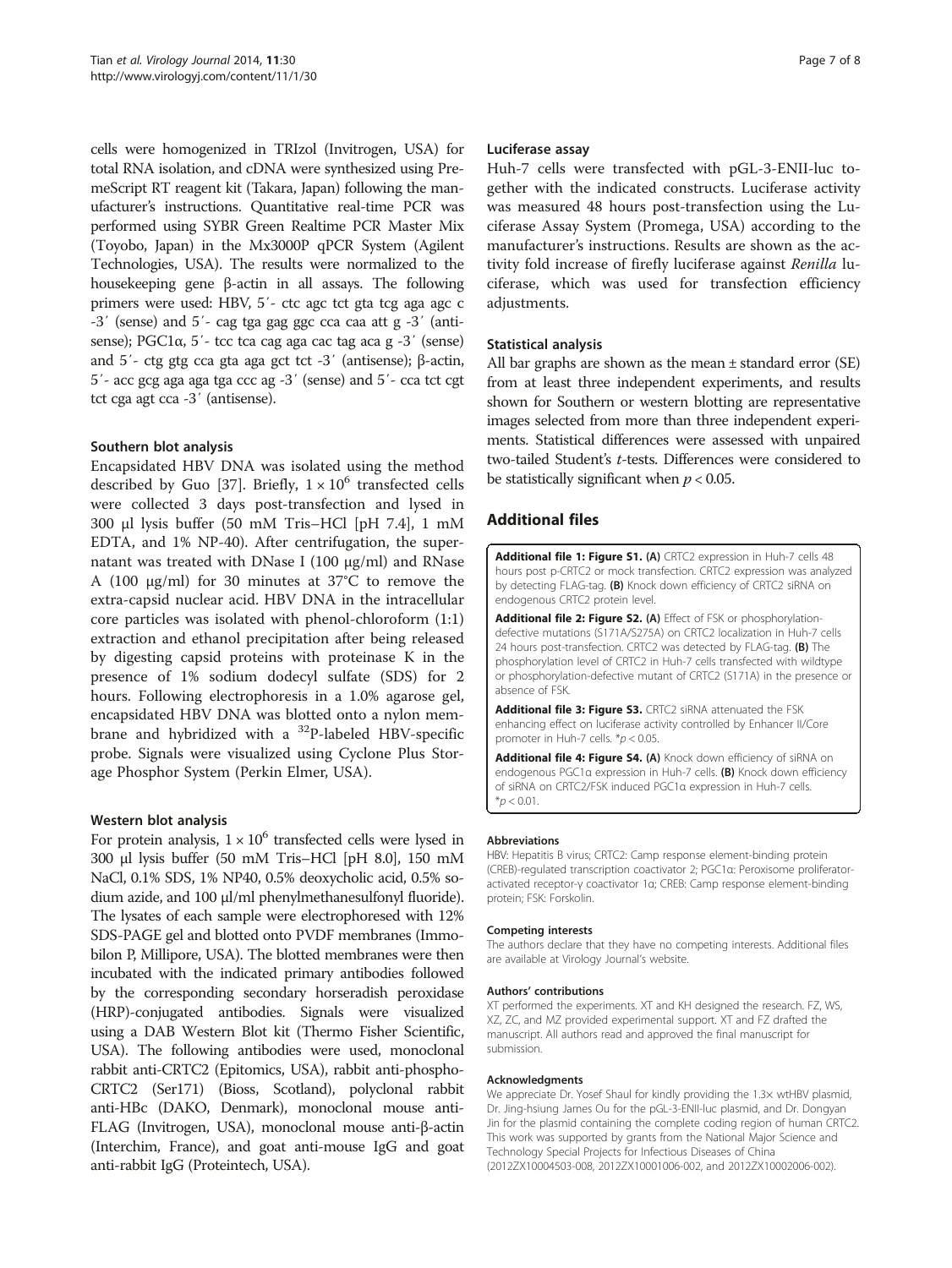cells were homogenized in TRIzol (Invitrogen, USA) for total RNA isolation, and cDNA were synthesized using PremeScript RT reagent kit (Takara, Japan) following the manufacturer's instructions. Quantitative real-time PCR was performed using SYBR Green Realtime PCR Master Mix (Toyobo, Japan) in the Mx3000P qPCR System (Agilent Technologies, USA). The results were normalized to the housekeeping gene β-actin in all assays. The following primers were used: HBV, 5′- ctc agc tct gta tcg aga agc c -3′ (sense) and 5′- cag tga gag ggc cca caa att g -3′ (antisense); PGC1α, 5′- tcc tca cag aga cac tag aca g -3′ (sense) and 5′- ctg gtg cca gta aga gct tct -3′ (antisense); β-actin, 5′- acc gcg aga aga tga ccc ag -3′ (sense) and 5′- cca tct cgt tct cga agt cca -3′ (antisense).

### Southern blot analysis

Encapsidated HBV DNA was isolated using the method described by Guo [37]. Briefly, $1 \times 10^6$ transfected cells were collected 3 days post-transfection and lysed in 300 μl lysis buffer (50 mM Tris–HCl [pH 7.4], 1 mM EDTA, and 1% NP-40). After centrifugation, the supernatant was treated with DNase I (100 μg/ml) and RNase A (100 μg/ml) for 30 minutes at 37°C to remove the extra-capsid nuclear acid. HBV DNA in the intracellular core particles was isolated with phenol-chloroform (1:1) extraction and ethanol precipitation after being released by digesting capsid proteins with proteinase K in the presence of 1% sodium dodecyl sulfate (SDS) for 2 hours. Following electrophoresis in a 1.0% agarose gel, encapsidated HBV DNA was blotted onto a nylon membrane and hybridized with a $^{32}$P-labeled HBV-specific probe. Signals were visualized using Cyclone Plus Storage Phosphor System (Perkin Elmer, USA).

### Western blot analysis

For protein analysis, $1 \times 10^6$ transfected cells were lysed in 300 μl lysis buffer (50 mM Tris–HCl [pH 8.0], 150 mM NaCl, 0.1% SDS, 1% NP40, 0.5% deoxycholic acid, 0.5% sodium azide, and 100 μl/ml phenylmethanesulfonyl fluoride). The lysates of each sample were electrophoresed with 12% SDS-PAGE gel and blotted onto PVDF membranes (Immobilon P, Millipore, USA). The blotted membranes were then incubated with the indicated primary antibodies followed by the corresponding secondary horseradish peroxidase (HRP)-conjugated antibodies. Signals were visualized using a DAB Western Blot kit (Thermo Fisher Scientific, USA). The following antibodies were used, monoclonal rabbit anti-CRTC2 (Epitomics, USA), rabbit anti-phospho-CRTC2 (Ser171) (Bioss, Scotland), polyclonal rabbit anti-HBc (DAKO, Denmark), monoclonal mouse anti-FLAG (Invitrogen, USA), monoclonal mouse anti-β-actin (Interchim, France), and goat anti-mouse IgG and goat anti-rabbit IgG (Proteintech, USA).

### Luciferase assay

Huh-7 cells were transfected with pGL-3-ENII-luc together with the indicated constructs. Luciferase activity was measured 48 hours post-transfection using the Luciferase Assay System (Promega, USA) according to the manufacturer's instructions. Results are shown as the activity fold increase of firefly luciferase against *Renilla* luciferase, which was used for transfection efficiency adjustments.

### Statistical analysis

All bar graphs are shown as the mean ± standard error (SE) from at least three independent experiments, and results shown for Southern or western blotting are representative images selected from more than three independent experiments. Statistical differences were assessed with unpaired two-tailed Student's *t*-tests. Differences were considered to be statistically significant when $p < 0.05$.

## Additional files

**Additional file 1: Figure S1. (A)** CRTC2 expression in Huh-7 cells 48 hours post p-CRTC2 or mock transfection. CRTC2 expression was analyzed by detecting FLAG-tag. **(B)** Knock down efficiency of CRTC2 siRNA on endogenous CRTC2 protein level.

**Additional file 2: Figure S2. (A)** Effect of FSK or phosphorylation-defective mutations (S171A/S275A) on CRTC2 localization in Huh-7 cells 24 hours post-transfection. CRTC2 was detected by FLAG-tag. **(B)** The phosphorylation level of CRTC2 in Huh-7 cells transfected with wildtype or phosphorylation-defective mutant of CRTC2 (S171A) in the presence or absence of FSK.

**Additional file 3: Figure S3.** CRTC2 siRNA attenuated the FSK enhancing effect on luciferase activity controlled by Enhancer II/Core promoter in Huh-7 cells. $^*p < 0.05$.

**Additional file 4: Figure S4. (A)** Knock down efficiency of siRNA on endogenous PGC1α expression in Huh-7 cells. **(B)** Knock down efficiency of siRNA on CRTC2/FSK induced PGC1α expression in Huh-7 cells. $^*p < 0.01$.

#### Abbreviations

HBV: Hepatitis B virus; CRTC2: Camp response element-binding protein (CREB)-regulated transcription coactivator 2; PGC1α: Peroxisome proliferator-activated receptor-γ coactivator 1α; CREB: Camp response element-binding protein; FSK: Forskolin.

#### Competing interests

The authors declare that they have no competing interests. Additional files are available at Virology Journal's website.

#### Authors' contributions

XT performed the experiments. XT and KH designed the research. FZ, WS, XZ, ZC, and MZ provided experimental support. XT and FZ drafted the manuscript. All authors read and approved the final manuscript for submission.

#### Acknowledgments

We appreciate Dr. Yosef Shaul for kindly providing the 1.3× wtHBV plasmid, Dr. Jing-hsiung James Ou for the pGL-3-ENII-luc plasmid, and Dr. Dongyan Jin for the plasmid containing the complete coding region of human CRTC2. This work was supported by grants from the National Major Science and Technology Special Projects for Infectious Diseases of China (2012ZX10004503-008, 2012ZX10001006-002, and 2012ZX10002006-002).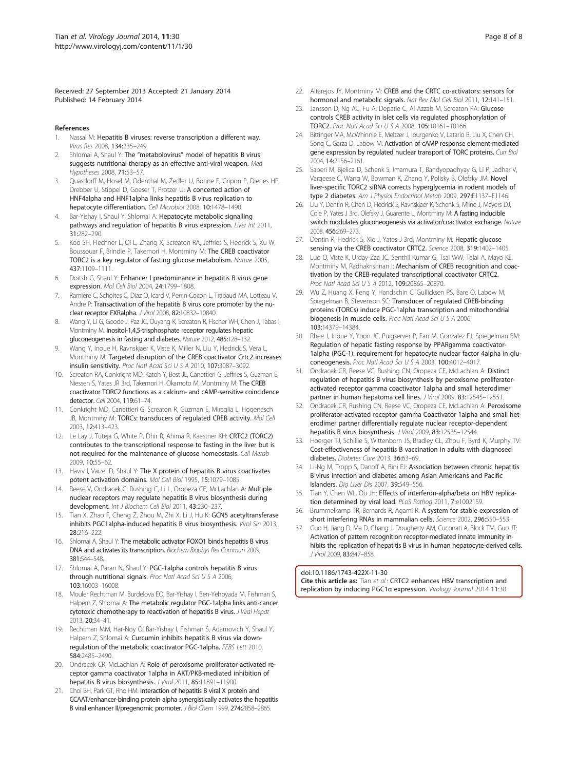Received: 27 September 2013 Accepted: 21 January 2014
Published: 14 February 2014

## References

1. Nassal M: **Hepatitis B viruses: reverse transcription a different way.** *Virus Res* 2008, **134**:235–249.
2. Shlomai A, Shaul Y: **The "metabolovirus" model of hepatitis B virus suggests nutritional therapy as an effective anti-viral weapon.** *Med Hypotheses* 2008, **71**:53–57.
3. Quasdorff M, Hosel M, Odenthal M, Zedler U, Bohne F, Gripon P, Dienes HP, Drebber U, Stippel D, Goeser T, Protzer U: **A concerted action of HNF4alpha and HNF1alpha links hepatitis B virus replication to hepatocyte differentiation.** *Cell Microbiol* 2008, **10**:1478–1490.
4. Bar-Yishay I, Shaul Y, Shlomai A: **Hepatocyte metabolic signalling pathways and regulation of hepatitis B virus expression.** *Liver Int* 2011, **31**:282–290.
5. Koo SH, Flechner L, Qi L, Zhang X, Screaton RA, Jeffries S, Hedrick S, Xu W, Boussouar F, Brindle P, Takemori H, Montminy M: **The CREB coactivator TORC2 is a key regulator of fasting glucose metabolism.** *Nature* 2005, **437**:1109–1111.
6. Doitsh G, Shaul Y: **Enhancer I predominance in hepatitis B virus gene expression.** *Mol Cell Biol* 2004, **24**:1799–1808.
7. Ramiere C, Scholtes C, Diaz O, Icard V, Perrin-Cocon L, Trabaud MA, Lotteau V, Andre P: **Transactivation of the hepatitis B virus core promoter by the nuclear receptor FXRalpha.** *J Virol* 2008, **82**:10832–10840.
8. Wang Y, Li G, Goode J, Paz JC, Ouyang K, Screaton R, Fischer WH, Chen J, Tabas I, Montminy M: **Inositol-1,4,5-trisphosphate receptor regulates hepatic gluconeogenesis in fasting and diabetes.** *Nature* 2012, **485**:128–132.
9. Wang Y, Inoue H, Ravnskjaer K, Viste K, Miller N, Liu Y, Hedrick S, Vera L, Montminy M: **Targeted disruption of the CREB coactivator Crtc2 increases insulin sensitivity.** *Proc Natl Acad Sci U S A* 2010, **107**:3087–3092.
10. Screaton RA, Conkright MD, Katoh Y, Best JL, Canettieri G, Jeffries S, Guzman E, Niessen S, Yates JR 3rd, Takemori H, Okamoto M, Montminy M: **The CREB coactivator TORC2 functions as a calcium- and cAMP-sensitive coincidence detector.** *Cell* 2004, **119**:61–74.
11. Conkright MD, Canettieri G, Screaton R, Guzman E, Miraglia L, Hogenesch JB, Montminy M: **TORCs: transducers of regulated CREB activity.** *Mol Cell* 2003, **12**:413–423.
12. Le Lay J, Tuteja G, White P, Dhir R, Ahima R, Kaestner KH: **CRTC2 (TORC2) contributes to the transcriptional response to fasting in the liver but is not required for the maintenance of glucose homeostasis.** *Cell Metab* 2009, **10**:55–62.
13. Haviv I, Vaizel D, Shaul Y: **The X protein of hepatitis B virus coactivates potent activation domains.** *Mol Cell Biol* 1995, **15**:1079–1085.
14. Reese V, Ondracek C, Rushing C, Li L, Oropeza CE, McLachlan A: **Multiple nuclear receptors may regulate hepatitis B virus biosynthesis during development.** *Int J Biochem Cell Biol* 2011, **43**:230–237.
15. Tian X, Zhao F, Cheng Z, Zhou M, Zhi X, Li J, Hu K: **GCN5 acetyltransferase inhibits PGC1alpha-induced hepatitis B virus biosynthesis.** *Virol Sin* 2013, **28**:216–222.
16. Shlomai A, Shaul Y: **The metabolic activator FOXO1 binds hepatitis B virus DNA and activates its transcription.** *Biochem Biophys Res Commun* 2009, **381**:544–548.
17. Shlomai A, Paran N, Shaul Y: **PGC-1alpha controls hepatitis B virus through nutritional signals.** *Proc Natl Acad Sci U S A* 2006, **103**:16003–16008.
18. Mouler Rechtman M, Burdelova EO, Bar-Yishay I, Ben-Yehoyada M, Fishman S, Halpern Z, Shlomai A: **The metabolic regulator PGC-1alpha links anti-cancer cytotoxic chemotherapy to reactivation of hepatitis B virus.** *J Viral Hepat* 2013, **20**:34–41.
19. Rechtman MM, Har-Noy O, Bar-Yishay I, Fishman S, Adamovich Y, Shaul Y, Halpern Z, Shlomai A: **Curcumin inhibits hepatitis B virus via down-regulation of the metabolic coactivator PGC-1alpha.** *FEBS Lett* 2010, **584**:2485–2490.
20. Ondracek CR, McLachlan A: **Role of peroxisome proliferator-activated receptor gamma coactivator 1alpha in AKT/PKB-mediated inhibition of hepatitis B virus biosynthesis.** *J Virol* 2011, **85**:11891–11900.
21. Choi BH, Park GT, Rho HM: **Interaction of hepatitis B viral X protein and CCAAT/enhancer-binding protein alpha synergistically activates the hepatitis B viral enhancer II/pregenomic promoter.** *J Biol Chem* 1999, **274**:2858–2865.
22. Altarejos JY, Montminy M: **CREB and the CRTC co-activators: sensors for hormonal and metabolic signals.** *Nat Rev Mol Cell Biol* 2011, **12**:141–151.
23. Jansson D, Ng AC, Fu A, Depatie C, Al Azzab M, Screaton RA: **Glucose controls CREB activity in islet cells via regulated phosphorylation of TORC2.** *Proc Natl Acad Sci U S A* 2008, **105**:10161–10166.
24. Bittinger MA, McWhinnie E, Meltzer J, Iourgenko V, Latario B, Liu X, Chen CH, Song C, Garza D, Labow M: **Activation of cAMP response element-mediated gene expression by regulated nuclear transport of TORC proteins.** *Curr Biol* 2004, **14**:2156–2161.
25. Saberi M, Bjelica D, Schenk S, Imamura T, Bandyopadhyay G, Li P, Jadhar V, Vargeese C, Wang W, Bowman K, Zhang Y, Polisky B, Olefsky JM: **Novel liver-specific TORC2 siRNA corrects hyperglycemia in rodent models of type 2 diabetes.** *Am J Physiol Endocrinol Metab* 2009, **297**:E1137–E1146.
26. Liu Y, Dentin R, Chen D, Hedrick S, Ravnskjaer K, Schenk S, Milne J, Meyers DJ, Cole P, Yates J 3rd, Olefsky J, Guarente L, Montminy M: **A fasting inducible switch modulates gluconeogenesis via activator/coactivator exchange.** *Nature* 2008, **456**:269–273.
27. Dentin R, Hedrick S, Xie J, Yates J 3rd, Montminy M: **Hepatic glucose sensing via the CREB coactivator CRTC2.** *Science* 2008, **319**:1402–1405.
28. Luo Q, Viste K, Urday-Zaa JC, Senthil Kumar G, Tsai WW, Talai A, Mayo KE, Montminy M, Radhakrishnan I: **Mechanism of CREB recognition and coactivation by the CREB-regulated transcriptional coactivator CRTC2.** *Proc Natl Acad Sci U S A* 2012, **109**:20865–20870.
29. Wu Z, Huang X, Feng Y, Handschin C, Gullicksen PS, Bare O, Labow M, Spiegelman B, Stevenson SC: **Transducer of regulated CREB-binding proteins (TORCs) induce PGC-1alpha transcription and mitochondrial biogenesis in muscle cells.** *Proc Natl Acad Sci U S A* 2006, **103**:14379–14384.
30. Rhee J, Inoue Y, Yoon JC, Puigserver P, Fan M, Gonzalez FJ, Spiegelman BM: **Regulation of hepatic fasting response by PPARgamma coactivator-1alpha (PGC-1): requirement for hepatocyte nuclear factor 4alpha in gluconeogenesis.** *Proc Natl Acad Sci U S A* 2003, **100**:4012–4017.
31. Ondracek CR, Reese VC, Rushing CN, Oropeza CE, McLachlan A: **Distinct regulation of hepatitis B virus biosynthesis by peroxisome proliferator-activated receptor gamma coactivator 1alpha and small heterodimer partner in human hepatoma cell lines.** *J Virol* 2009, **83**:12545–12551.
32. Ondracek CR, Rushing CN, Reese VC, Oropeza CE, McLachlan A: **Peroxisome proliferator-activated receptor gamma Coactivator 1alpha and small heterodimer partner differentially regulate nuclear receptor-dependent hepatitis B virus biosynthesis.** *J Virol* 2009, **83**:12535–12544.
33. Hoerger TJ, Schillie S, Wittenborn JS, Bradley CL, Zhou F, Byrd K, Murphy TV: **Cost-effectiveness of hepatitis B vaccination in adults with diagnosed diabetes.** *Diabetes Care* 2013, **36**:63–69.
34. Li-Ng M, Tropp S, Danoff A, Bini EJ: **Association between chronic hepatitis B virus infection and diabetes among Asian Americans and Pacific Islanders.** *Dig Liver Dis* 2007, **39**:549–556.
35. Tian Y, Chen WL, Ou JH: **Effects of interferon-alpha/beta on HBV replication determined by viral load.** *PLoS Pathog* 2011, **7**:e1002159.
36. Brummelkamp TR, Bernards R, Agami R: **A system for stable expression of short interfering RNAs in mammalian cells.** *Science* 2002, **296**:550–553.
37. Guo H, Jiang D, Ma D, Chang J, Dougherty AM, Cuconati A, Block TM, Guo JT: **Activation of pattern recognition receptor-mediated innate immunity inhibits the replication of hepatitis B virus in human hepatocyte-derived cells.** *J Virol* 2009, **83**:847–858.

doi:10.1186/1743-422X-11-30
**Cite this article as:** Tian *et al.*: CRTC2 enhances HBV transcription and replication by inducing PGC1α expression. *Virology Journal* 2014 **11**:30.